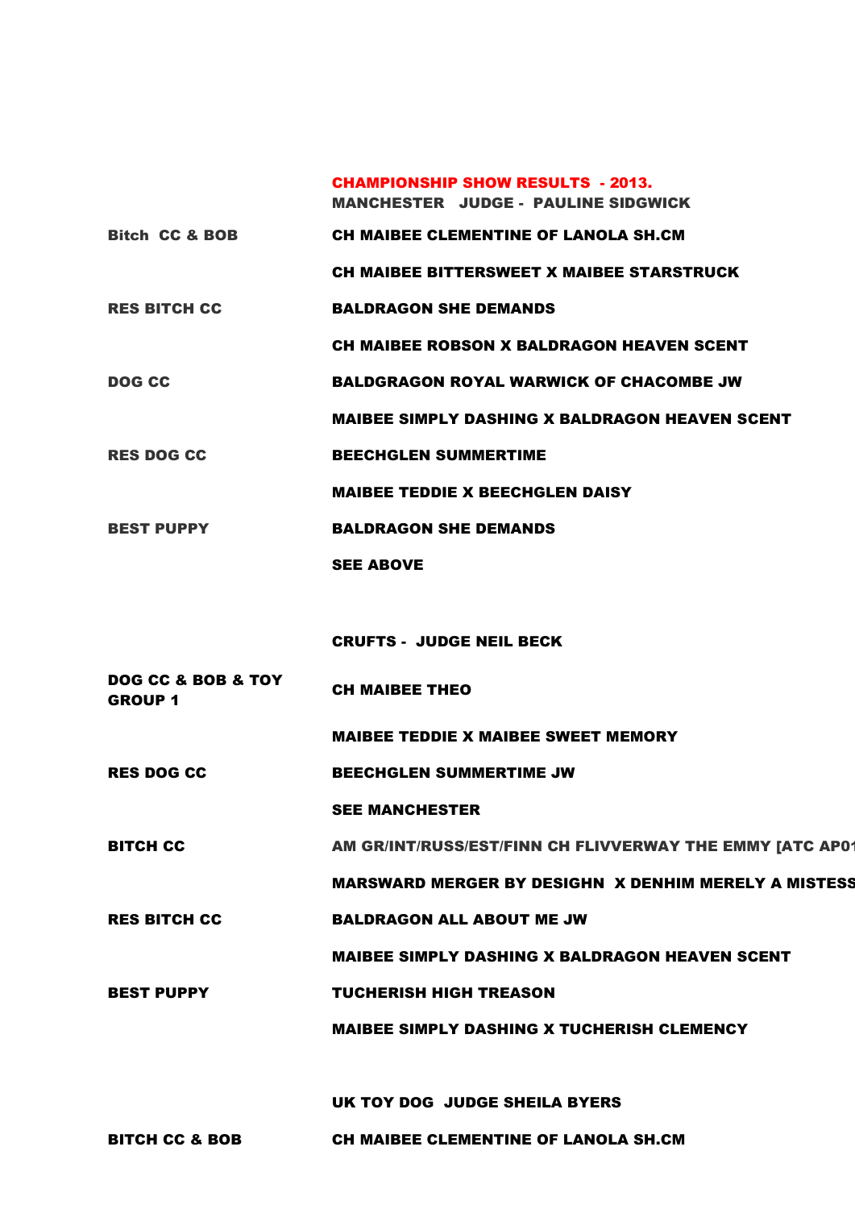## CHAMPIONSHIP SHOW RESULTS - 2013.

### MANCHESTER JUDGE - PAULINE SIDGWICK

| | |
|---|---|
| **Bitch CC & BOB** | **CH MAIBEE CLEMENTINE OF LANOLA SH.CM** |
| | **CH MAIBEE BITTERSWEET X MAIBEE STARSTRUCK** |
| **RES BITCH CC** | **BALDRAGON SHE DEMANDS** |
| | **CH MAIBEE ROBSON X BALDRAGON HEAVEN SCENT** |
| **DOG CC** | **BALDGRAGON ROYAL WARWICK OF CHACOMBE JW** |
| | **MAIBEE SIMPLY DASHING X BALDRAGON HEAVEN SCENT** |
| **RES DOG CC** | **BEECHGLEN SUMMERTIME** |
| | **MAIBEE TEDDIE X BEECHGLEN DAISY** |
| **BEST PUPPY** | **BALDRAGON SHE DEMANDS** |
| | **SEE ABOVE** |

### CRUFTS - JUDGE NEIL BECK

| | |
|---|---|
| **DOG CC & BOB & TOY GROUP 1** | **CH MAIBEE THEO** |
| | **MAIBEE TEDDIE X MAIBEE SWEET MEMORY** |
| **RES DOG CC** | **BEECHGLEN SUMMERTIME JW** |
| | **SEE MANCHESTER** |
| **BITCH CC** | **AM GR/INT/RUSS/EST/FINN CH FLIVVERWAY THE EMMY [ATC AP01** |
| | **MARSWARD MERGER BY DESIGHN X DENHIM MERELY A MISTESS** |
| **RES BITCH CC** | **BALDRAGON ALL ABOUT ME JW** |
| | **MAIBEE SIMPLY DASHING X BALDRAGON HEAVEN SCENT** |
| **BEST PUPPY** | **TUCHERISH HIGH TREASON** |
| | **MAIBEE SIMPLY DASHING X TUCHERISH CLEMENCY** |

### UK TOY DOG JUDGE SHEILA BYERS

| | |
|---|---|
| **BITCH CC & BOB** | **CH MAIBEE CLEMENTINE OF LANOLA SH.CM** |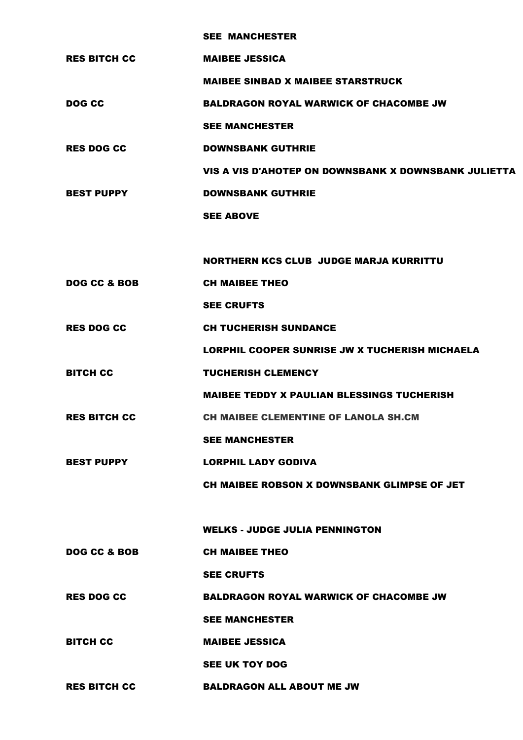|  | SEE MANCHESTER |
|---|---|
| RES BITCH CC | MAIBEE JESSICA |
|  | MAIBEE SINBAD X MAIBEE STARSTRUCK |
| DOG CC | BALDRAGON ROYAL WARWICK OF CHACOMBE JW |
|  | SEE MANCHESTER |
| RES DOG CC | DOWNSBANK GUTHRIE |
|  | VIS A VIS D'AHOTEP ON DOWNSBANK X DOWNSBANK JULIETTA |
| BEST PUPPY | DOWNSBANK GUTHRIE |
|  | SEE ABOVE |

**NORTHERN KCS CLUB JUDGE MARJA KURRITTU**

|  |  |
|---|---|
| DOG CC & BOB | CH MAIBEE THEO |
|  | SEE CRUFTS |
| RES DOG CC | CH TUCHERISH SUNDANCE |
|  | LORPHIL COOPER SUNRISE JW X TUCHERISH MICHAELA |
| BITCH CC | TUCHERISH CLEMENCY |
|  | MAIBEE TEDDY X PAULIAN BLESSINGS TUCHERISH |
| RES BITCH CC | CH MAIBEE CLEMENTINE OF LANOLA SH.CM |
|  | SEE MANCHESTER |
| BEST PUPPY | LORPHIL LADY GODIVA |
|  | CH MAIBEE ROBSON X DOWNSBANK GLIMPSE OF JET |

**WELKS - JUDGE JULIA PENNINGTON**

|  |  |
|---|---|
| DOG CC & BOB | CH MAIBEE THEO |
|  | SEE CRUFTS |
| RES DOG CC | BALDRAGON ROYAL WARWICK OF CHACOMBE JW |
|  | SEE MANCHESTER |
| BITCH CC | MAIBEE JESSICA |
|  | SEE UK TOY DOG |
| RES BITCH CC | BALDRAGON ALL ABOUT ME JW |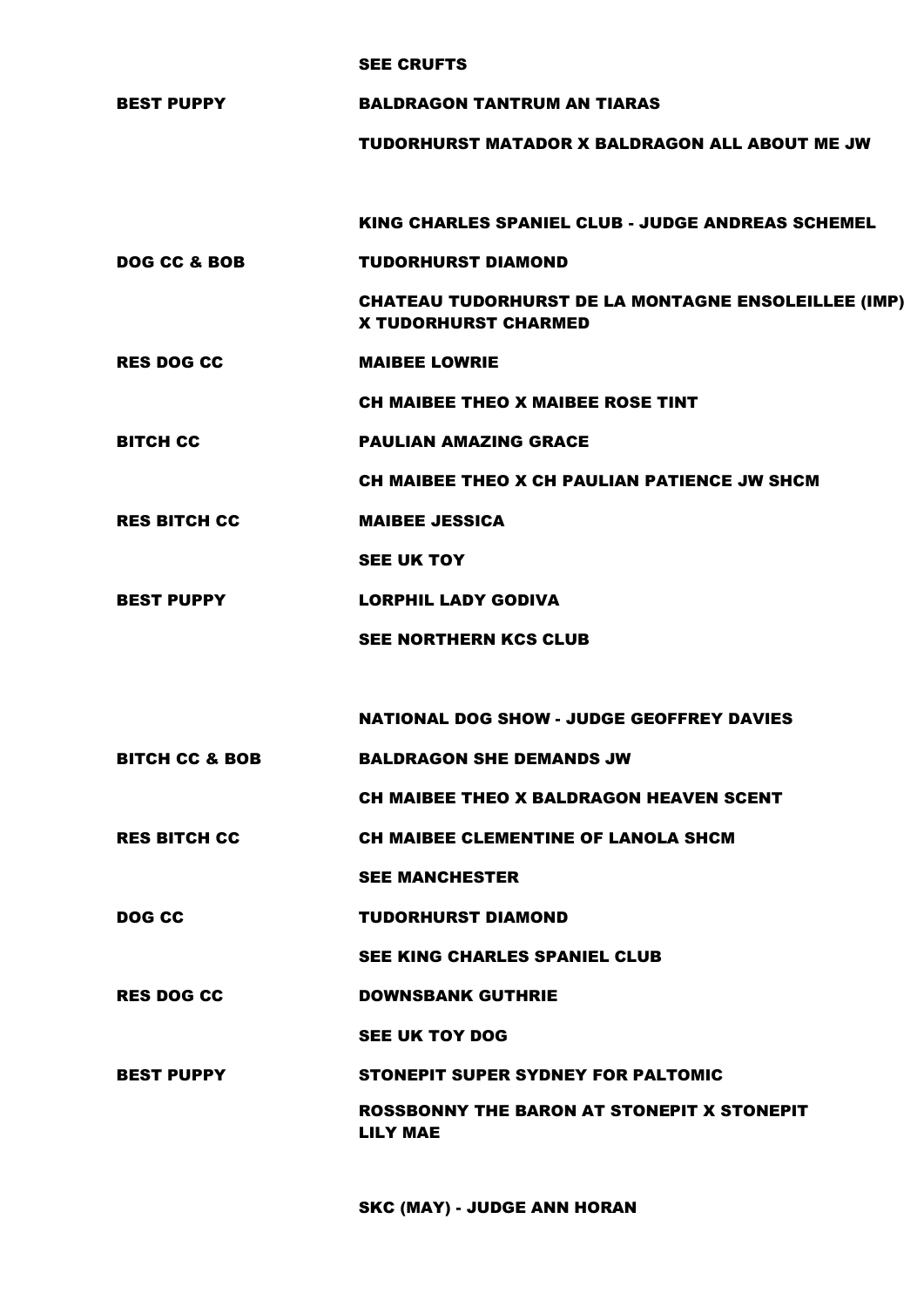SEE CRUFTS

| | |
|---|---|
| **BEST PUPPY** | **BALDRAGON TANTRUM AN TIARAS** |
| | TUDORHURST MATADOR X BALDRAGON ALL ABOUT ME JW |

## KING CHARLES SPANIEL CLUB - JUDGE ANDREAS SCHEMEL

| | |
|---|---|
| **DOG CC & BOB** | **TUDORHURST DIAMOND** |
| | CHATEAU TUDORHURST DE LA MONTAGNE ENSOLEILLEE (IMP) X TUDORHURST CHARMED |
| **RES DOG CC** | **MAIBEE LOWRIE** |
| | CH MAIBEE THEO X MAIBEE ROSE TINT |
| **BITCH CC** | **PAULIAN AMAZING GRACE** |
| | CH MAIBEE THEO X CH PAULIAN PATIENCE JW SHCM |
| **RES BITCH CC** | **MAIBEE JESSICA** |
| | SEE UK TOY |
| **BEST PUPPY** | **LORPHIL LADY GODIVA** |
| | SEE NORTHERN KCS CLUB |

## NATIONAL DOG SHOW - JUDGE GEOFFREY DAVIES

| | |
|---|---|
| **BITCH CC & BOB** | **BALDRAGON SHE DEMANDS JW** |
| | CH MAIBEE THEO X BALDRAGON HEAVEN SCENT |
| **RES BITCH CC** | **CH MAIBEE CLEMENTINE OF LANOLA SHCM** |
| | SEE MANCHESTER |
| **DOG CC** | **TUDORHURST DIAMOND** |
| | SEE KING CHARLES SPANIEL CLUB |
| **RES DOG CC** | **DOWNSBANK GUTHRIE** |
| | SEE UK TOY DOG |
| **BEST PUPPY** | **STONEPIT SUPER SYDNEY FOR PALTOMIC** |
| | ROSSBONNY THE BARON AT STONEPIT X STONEPIT LILY MAE |

## SKC (MAY) - JUDGE ANN HORAN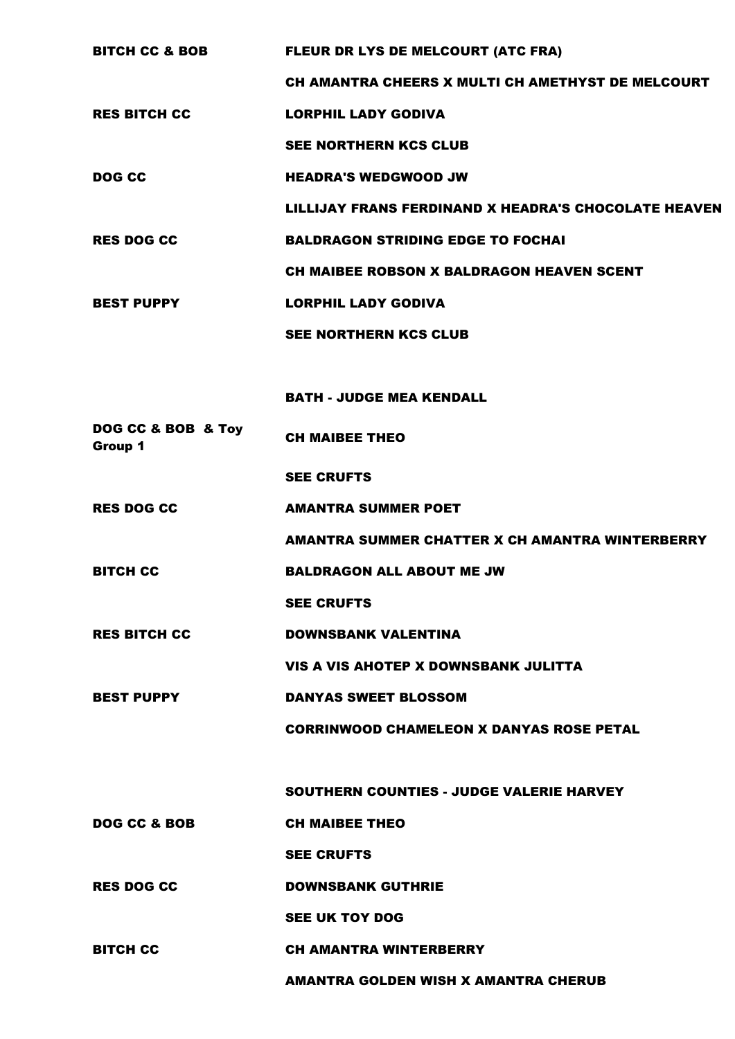| | |
|---|---|
| **BITCH CC & BOB** | **FLEUR DR LYS DE MELCOURT (ATC FRA)** |
| | **CH AMANTRA CHEERS X MULTI CH AMETHYST DE MELCOURT** |
| **RES BITCH CC** | **LORPHIL LADY GODIVA** |
| | **SEE NORTHERN KCS CLUB** |
| **DOG CC** | **HEADRA'S WEDGWOOD JW** |
| | **LILLIJAY FRANS FERDINAND X HEADRA'S CHOCOLATE HEAVEN** |
| **RES DOG CC** | **BALDRAGON STRIDING EDGE TO FOCHAI** |
| | **CH MAIBEE ROBSON X BALDRAGON HEAVEN SCENT** |
| **BEST PUPPY** | **LORPHIL LADY GODIVA** |
| | **SEE NORTHERN KCS CLUB** |

**BATH - JUDGE MEA KENDALL**

| | |
|---|---|
| **DOG CC & BOB & Toy Group 1** | **CH MAIBEE THEO** |
| | **SEE CRUFTS** |
| **RES DOG CC** | **AMANTRA SUMMER POET** |
| | **AMANTRA SUMMER CHATTER X CH AMANTRA WINTERBERRY** |
| **BITCH CC** | **BALDRAGON ALL ABOUT ME JW** |
| | **SEE CRUFTS** |
| **RES BITCH CC** | **DOWNSBANK VALENTINA** |
| | **VIS A VIS AHOTEP X DOWNSBANK JULITTA** |
| **BEST PUPPY** | **DANYAS SWEET BLOSSOM** |
| | **CORRINWOOD CHAMELEON X DANYAS ROSE PETAL** |

**SOUTHERN COUNTIES - JUDGE VALERIE HARVEY**

| | |
|---|---|
| **DOG CC & BOB** | **CH MAIBEE THEO** |
| | **SEE CRUFTS** |
| **RES DOG CC** | **DOWNSBANK GUTHRIE** |
| | **SEE UK TOY DOG** |
| **BITCH CC** | **CH AMANTRA WINTERBERRY** |
| | **AMANTRA GOLDEN WISH X AMANTRA CHERUB** |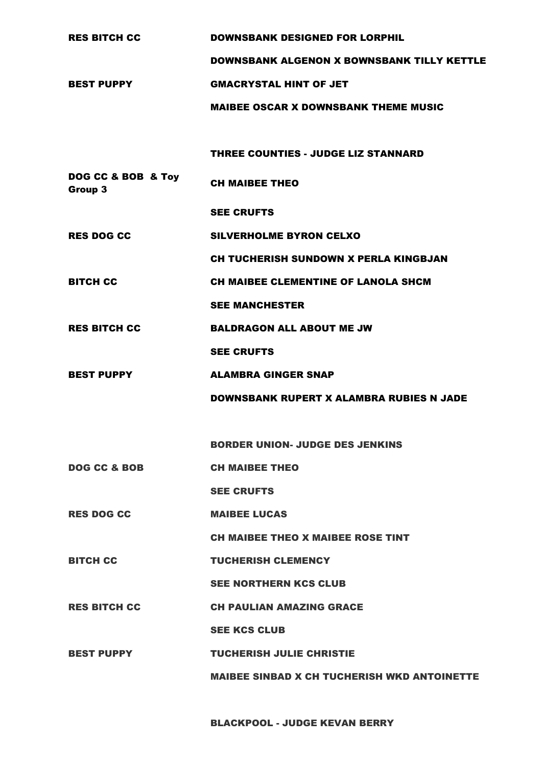| | |
|---|---|
| RES BITCH CC | DOWNSBANK DESIGNED FOR LORPHIL |
| | DOWNSBANK ALGENON X BOWNSBANK TILLY KETTLE |
| BEST PUPPY | GMACRYSTAL HINT OF JET |
| | MAIBEE OSCAR X DOWNSBANK THEME MUSIC |

### THREE COUNTIES - JUDGE LIZ STANNARD

| | |
|---|---|
| DOG CC & BOB & Toy Group 3 | CH MAIBEE THEO |
| | SEE CRUFTS |
| RES DOG CC | SILVERHOLME BYRON CELXO |
| | CH TUCHERISH SUNDOWN X PERLA KINGBJAN |
| BITCH CC | CH MAIBEE CLEMENTINE OF LANOLA SHCM |
| | SEE MANCHESTER |
| RES BITCH CC | BALDRAGON ALL ABOUT ME JW |
| | SEE CRUFTS |
| BEST PUPPY | ALAMBRA GINGER SNAP |
| | DOWNSBANK RUPERT X ALAMBRA RUBIES N JADE |

### BORDER UNION- JUDGE DES JENKINS

| | |
|---|---|
| DOG CC & BOB | CH MAIBEE THEO |
| | SEE CRUFTS |
| RES DOG CC | MAIBEE LUCAS |
| | CH MAIBEE THEO X MAIBEE ROSE TINT |
| BITCH CC | TUCHERISH CLEMENCY |
| | SEE NORTHERN KCS CLUB |
| RES BITCH CC | CH PAULIAN AMAZING GRACE |
| | SEE KCS CLUB |
| BEST PUPPY | TUCHERISH JULIE CHRISTIE |
| | MAIBEE SINBAD X CH TUCHERISH WKD ANTOINETTE |

### BLACKPOOL - JUDGE KEVAN BERRY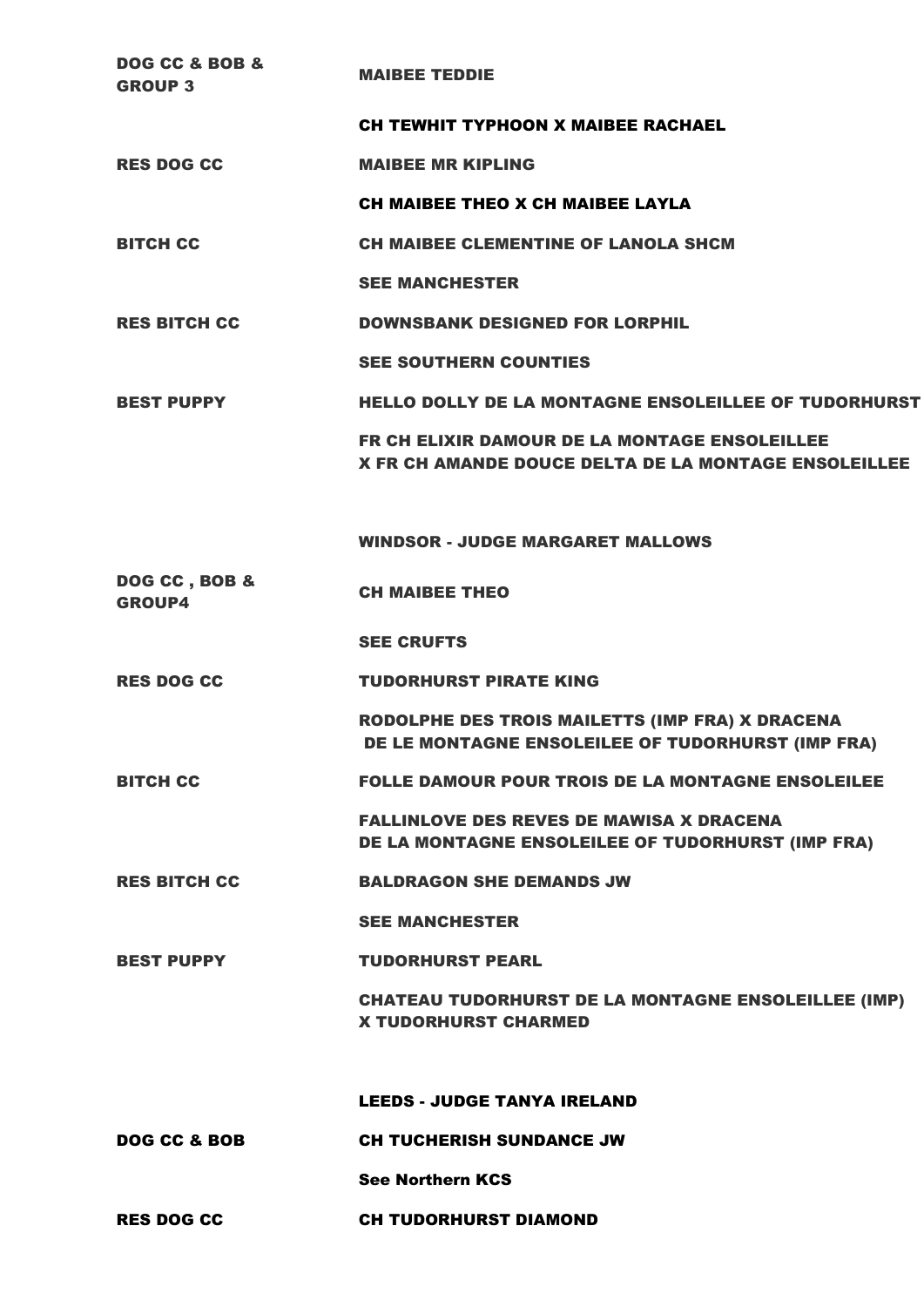| | |
|---|---|
| DOG CC & BOB & GROUP 3 | MAIBEE TEDDIE |
| | CH TEWHIT TYPHOON X MAIBEE RACHAEL |
| RES DOG CC | MAIBEE MR KIPLING |
| | CH MAIBEE THEO X CH MAIBEE LAYLA |
| BITCH CC | CH MAIBEE CLEMENTINE OF LANOLA SHCM |
| | SEE MANCHESTER |
| RES BITCH CC | DOWNSBANK DESIGNED FOR LORPHIL |
| | SEE SOUTHERN COUNTIES |
| BEST PUPPY | HELLO DOLLY DE LA MONTAGNE ENSOLEILLEE OF TUDORHURST |
| | FR CH ELIXIR DAMOUR DE LA MONTAGE ENSOLEILLEE X FR CH AMANDE DOUCE DELTA DE LA MONTAGE ENSOLEILLEE |

## WINDSOR - JUDGE MARGARET MALLOWS

| | |
|---|---|
| DOG CC , BOB & GROUP4 | CH MAIBEE THEO |
| | SEE CRUFTS |
| RES DOG CC | TUDORHURST PIRATE KING |
| | RODOLPHE DES TROIS MAILETTS (IMP FRA) X DRACENA DE LE MONTAGNE ENSOLEILEE OF TUDORHURST (IMP FRA) |
| BITCH CC | FOLLE DAMOUR POUR TROIS DE LA MONTAGNE ENSOLEILEE |
| | FALLINLOVE DES REVES DE MAWISA X DRACENA DE LA MONTAGNE ENSOLEILEE OF TUDORHURST (IMP FRA) |
| RES BITCH CC | BALDRAGON SHE DEMANDS JW |
| | SEE MANCHESTER |
| BEST PUPPY | TUDORHURST PEARL |
| | CHATEAU TUDORHURST DE LA MONTAGNE ENSOLEILLEE (IMP) X TUDORHURST CHARMED |

## LEEDS - JUDGE TANYA IRELAND

| | |
|---|---|
| DOG CC & BOB | CH TUCHERISH SUNDANCE JW |
| | See Northern KCS |
| RES DOG CC | CH TUDORHURST DIAMOND |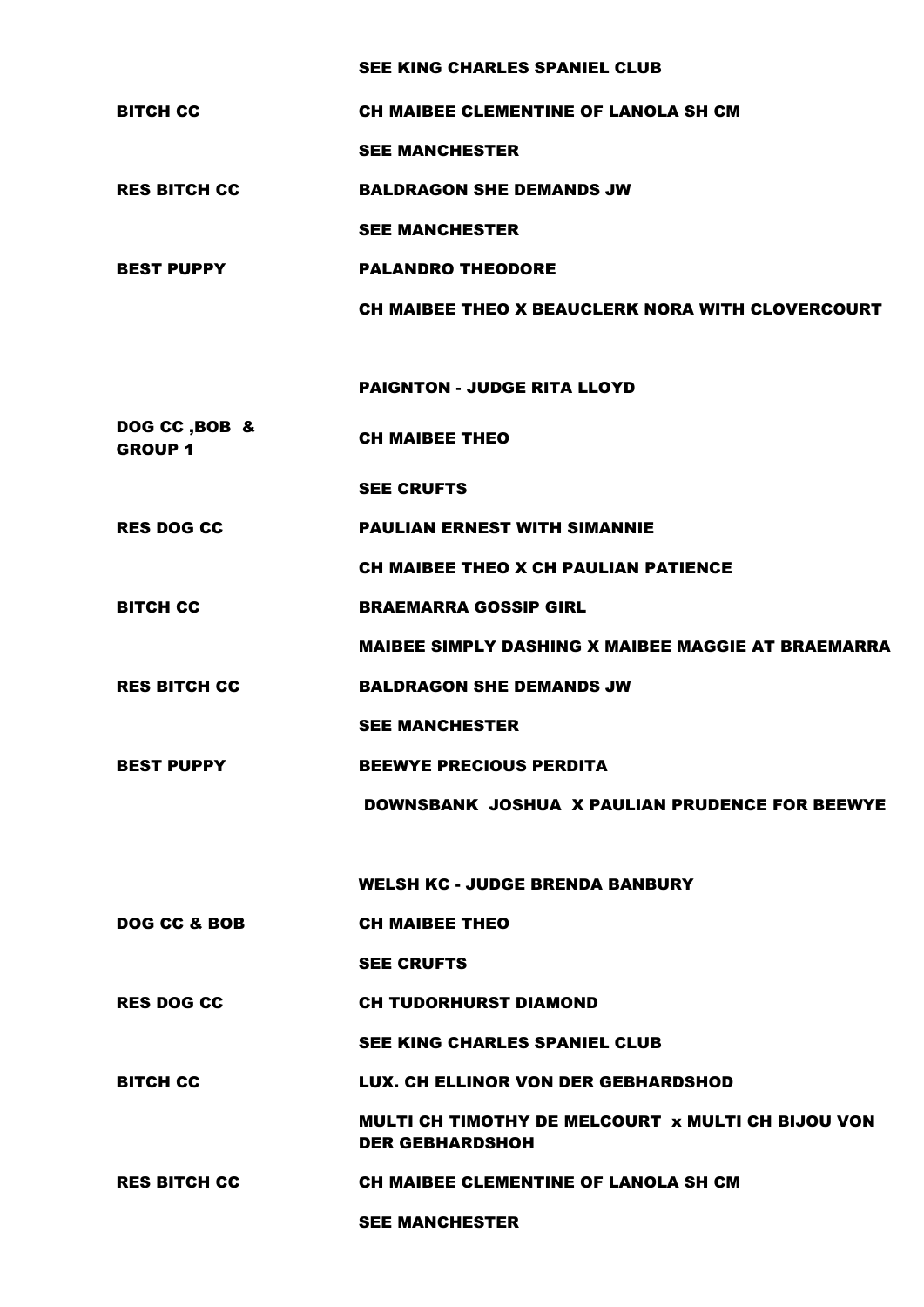| | |
|---|---|
| | SEE KING CHARLES SPANIEL CLUB |
| BITCH CC | CH MAIBEE CLEMENTINE OF LANOLA SH CM |
| | SEE MANCHESTER |
| RES BITCH CC | BALDRAGON SHE DEMANDS JW |
| | SEE MANCHESTER |
| BEST PUPPY | PALANDRO THEODORE |
| | CH MAIBEE THEO X BEAUCLERK NORA WITH CLOVERCOURT |

## PAIGNTON - JUDGE RITA LLOYD

| | |
|---|---|
| DOG CC ,BOB & GROUP 1 | CH MAIBEE THEO |
| | SEE CRUFTS |
| RES DOG CC | PAULIAN ERNEST WITH SIMANNIE |
| | CH MAIBEE THEO X CH PAULIAN PATIENCE |
| BITCH CC | BRAEMARRA GOSSIP GIRL |
| | MAIBEE SIMPLY DASHING X MAIBEE MAGGIE AT BRAEMARRA |
| RES BITCH CC | BALDRAGON SHE DEMANDS JW |
| | SEE MANCHESTER |
| BEST PUPPY | BEEWYE PRECIOUS PERDITA |
| | DOWNSBANK JOSHUA X PAULIAN PRUDENCE FOR BEEWYE |

## WELSH KC - JUDGE BRENDA BANBURY

| | |
|---|---|
| DOG CC & BOB | CH MAIBEE THEO |
| | SEE CRUFTS |
| RES DOG CC | CH TUDORHURST DIAMOND |
| | SEE KING CHARLES SPANIEL CLUB |
| BITCH CC | LUX. CH ELLINOR VON DER GEBHARDSHOD |
| | MULTI CH TIMOTHY DE MELCOURT x MULTI CH BIJOU VON DER GEBHARDSHOH |
| RES BITCH CC | CH MAIBEE CLEMENTINE OF LANOLA SH CM |
| | SEE MANCHESTER |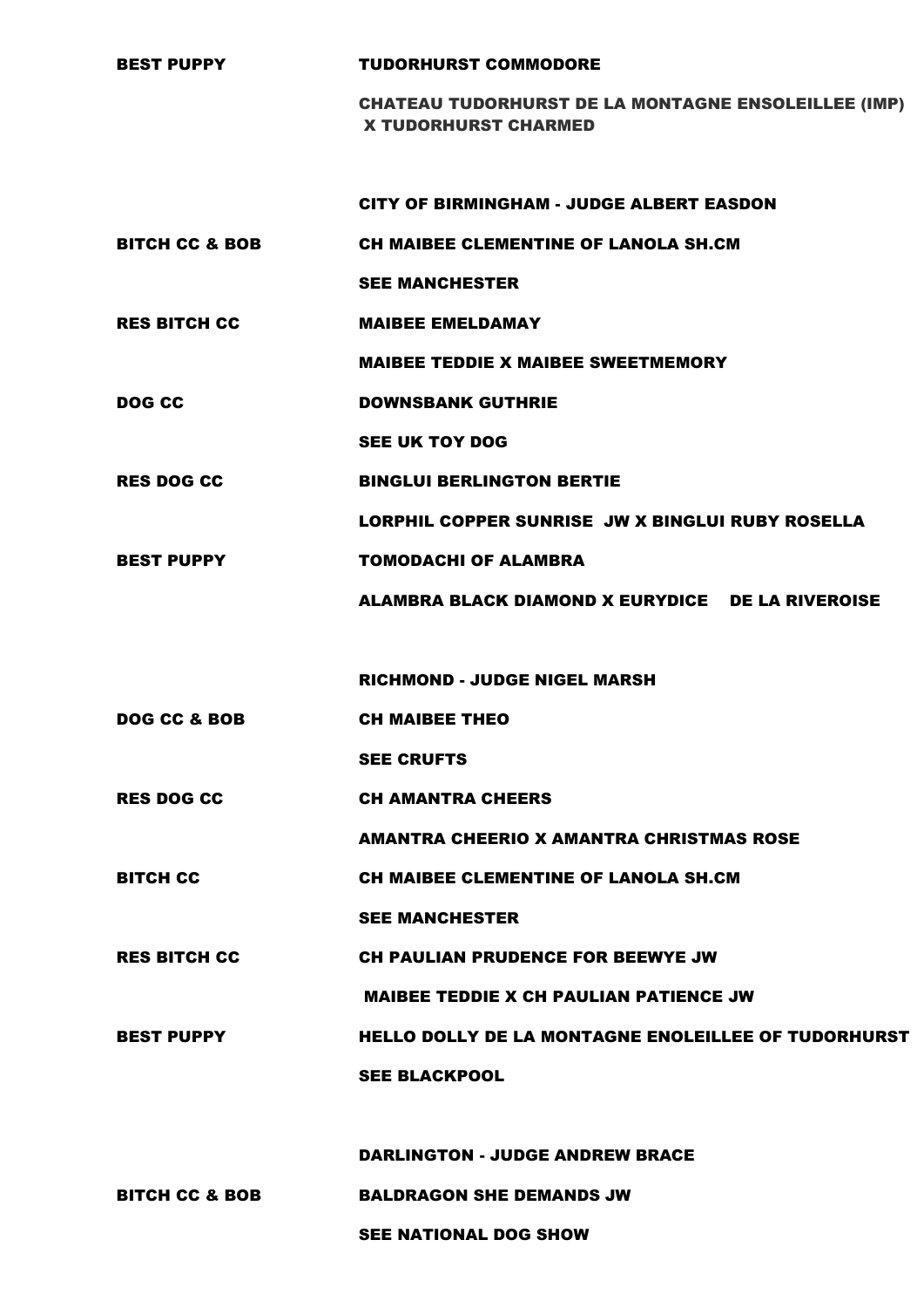**BEST PUPPY** TUDORHURST COMMODORE

CHATEAU TUDORHURST DE LA MONTAGNE ENSOLEILLEE (IMP) X TUDORHURST CHARMED

## CITY OF BIRMINGHAM - JUDGE ALBERT EASDON

| | |
|---|---|
| BITCH CC & BOB | CH MAIBEE CLEMENTINE OF LANOLA SH.CM |
| | SEE MANCHESTER |
| RES BITCH CC | MAIBEE EMELDAMAY |
| | MAIBEE TEDDIE X MAIBEE SWEETMEMORY |
| DOG CC | DOWNSBANK GUTHRIE |
| | SEE UK TOY DOG |
| RES DOG CC | BINGLUI BERLINGTON BERTIE |
| | LORPHIL COPPER SUNRISE JW X BINGLUI RUBY ROSELLA |
| BEST PUPPY | TOMODACHI OF ALAMBRA |
| | ALAMBRA BLACK DIAMOND X EURYDICE DE LA RIVEROISE |

## RICHMOND - JUDGE NIGEL MARSH

| | |
|---|---|
| DOG CC & BOB | CH MAIBEE THEO |
| | SEE CRUFTS |
| RES DOG CC | CH AMANTRA CHEERS |
| | AMANTRA CHEERIO X AMANTRA CHRISTMAS ROSE |
| BITCH CC | CH MAIBEE CLEMENTINE OF LANOLA SH.CM |
| | SEE MANCHESTER |
| RES BITCH CC | CH PAULIAN PRUDENCE FOR BEEWYE JW |
| | MAIBEE TEDDIE X CH PAULIAN PATIENCE JW |
| BEST PUPPY | HELLO DOLLY DE LA MONTAGNE ENOLEILLEE OF TUDORHURST |
| | SEE BLACKPOOL |

## DARLINGTON - JUDGE ANDREW BRACE

| | |
|---|---|
| BITCH CC & BOB | BALDRAGON SHE DEMANDS JW |
| | SEE NATIONAL DOG SHOW |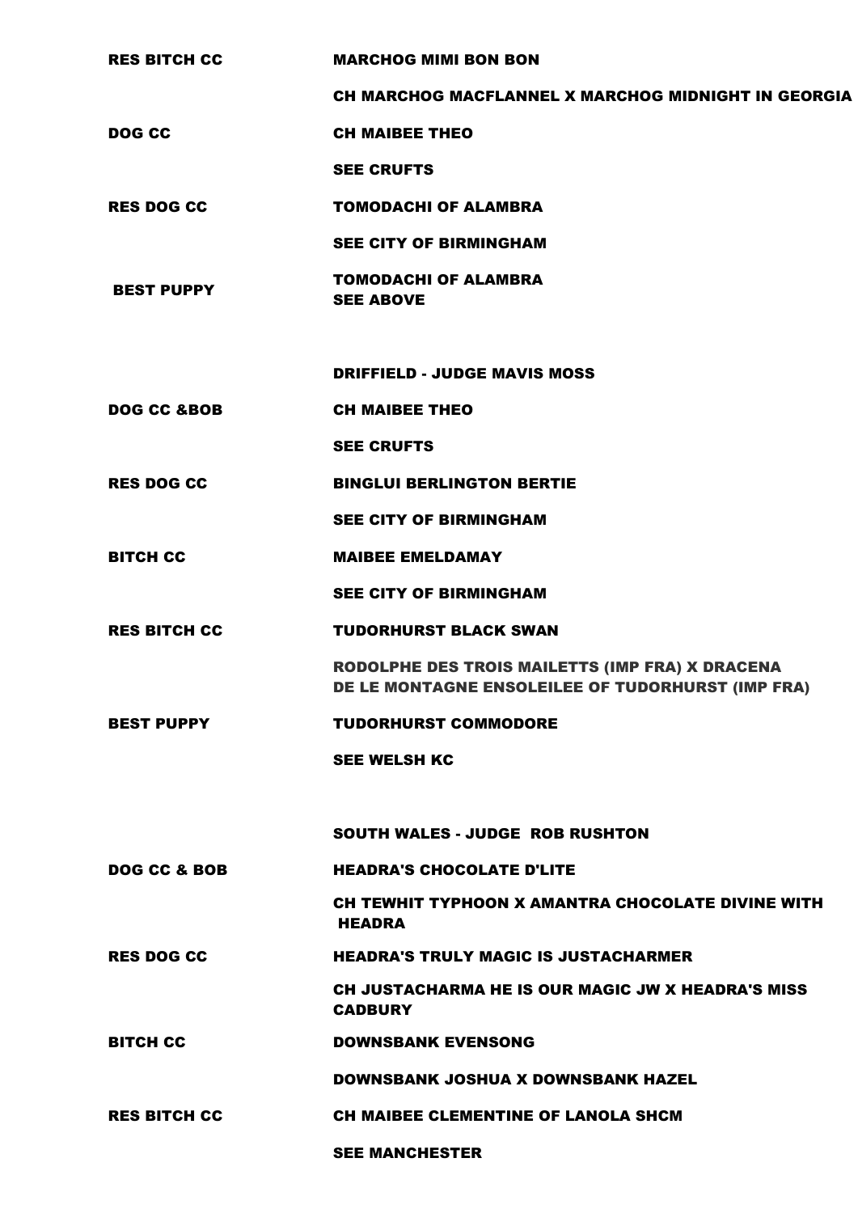| | |
|---|---|
| RES BITCH CC | MARCHOG MIMI BON BON |
| | CH MARCHOG MACFLANNEL X MARCHOG MIDNIGHT IN GEORGIA |
| DOG CC | CH MAIBEE THEO |
| | SEE CRUFTS |
| RES DOG CC | TOMODACHI OF ALAMBRA |
| | SEE CITY OF BIRMINGHAM |
| BEST PUPPY | TOMODACHI OF ALAMBRA<br>SEE ABOVE |

## DRIFFIELD - JUDGE MAVIS MOSS

| | |
|---|---|
| DOG CC &BOB | CH MAIBEE THEO |
| | SEE CRUFTS |
| RES DOG CC | BINGLUI BERLINGTON BERTIE |
| | SEE CITY OF BIRMINGHAM |
| BITCH CC | MAIBEE EMELDAMAY |
| | SEE CITY OF BIRMINGHAM |
| RES BITCH CC | TUDORHURST BLACK SWAN |
| | RODOLPHE DES TROIS MAILETTS (IMP FRA) X DRACENA DE LE MONTAGNE ENSOLEILEE OF TUDORHURST (IMP FRA) |
| BEST PUPPY | TUDORHURST COMMODORE |
| | SEE WELSH KC |

## SOUTH WALES - JUDGE ROB RUSHTON

| | |
|---|---|
| DOG CC & BOB | HEADRA'S CHOCOLATE D'LITE |
| | CH TEWHIT TYPHOON X AMANTRA CHOCOLATE DIVINE WITH HEADRA |
| RES DOG CC | HEADRA'S TRULY MAGIC IS JUSTACHARMER |
| | CH JUSTACHARMA HE IS OUR MAGIC JW X HEADRA'S MISS CADBURY |
| BITCH CC | DOWNSBANK EVENSONG |
| | DOWNSBANK JOSHUA X DOWNSBANK HAZEL |
| RES BITCH CC | CH MAIBEE CLEMENTINE OF LANOLA SHCM |
| | SEE MANCHESTER |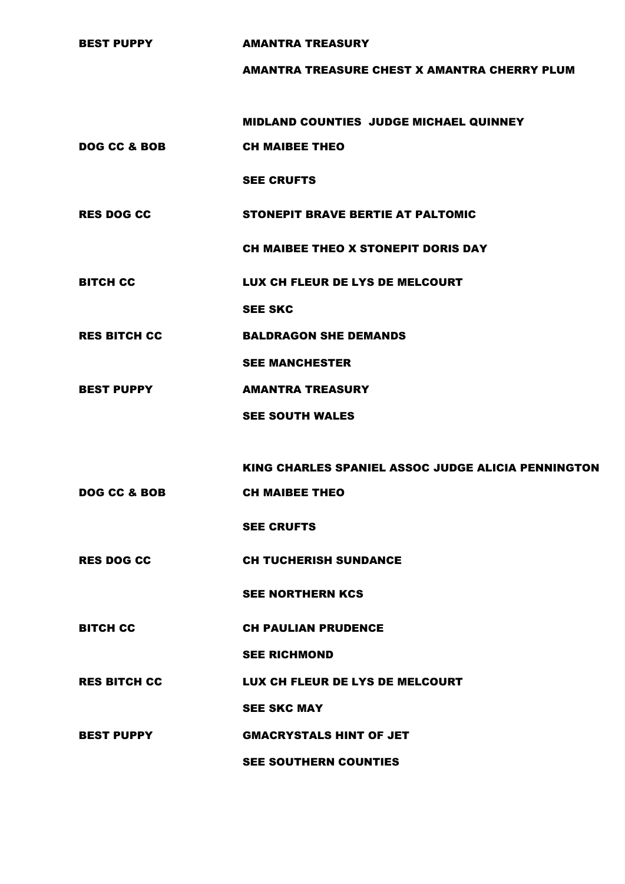| | |
|---|---|
| **BEST PUPPY** | **AMANTRA TREASURY** |
| | **AMANTRA TREASURE CHEST X AMANTRA CHERRY PLUM** |

**MIDLAND COUNTIES JUDGE MICHAEL QUINNEY**

| | |
|---|---|
| **DOG CC & BOB** | **CH MAIBEE THEO** |
| | **SEE CRUFTS** |
| **RES DOG CC** | **STONEPIT BRAVE BERTIE AT PALTOMIC** |
| | **CH MAIBEE THEO X STONEPIT DORIS DAY** |
| **BITCH CC** | **LUX CH FLEUR DE LYS DE MELCOURT** |
| | **SEE SKC** |
| **RES BITCH CC** | **BALDRAGON SHE DEMANDS** |
| | **SEE MANCHESTER** |
| **BEST PUPPY** | **AMANTRA TREASURY** |
| | **SEE SOUTH WALES** |

**KING CHARLES SPANIEL ASSOC JUDGE ALICIA PENNINGTON**

| | |
|---|---|
| **DOG CC & BOB** | **CH MAIBEE THEO** |
| | **SEE CRUFTS** |
| **RES DOG CC** | **CH TUCHERISH SUNDANCE** |
| | **SEE NORTHERN KCS** |
| **BITCH CC** | **CH PAULIAN PRUDENCE** |
| | **SEE RICHMOND** |
| **RES BITCH CC** | **LUX CH FLEUR DE LYS DE MELCOURT** |
| | **SEE SKC MAY** |
| **BEST PUPPY** | **GMACRYSTALS HINT OF JET** |
| | **SEE SOUTHERN COUNTIES** |